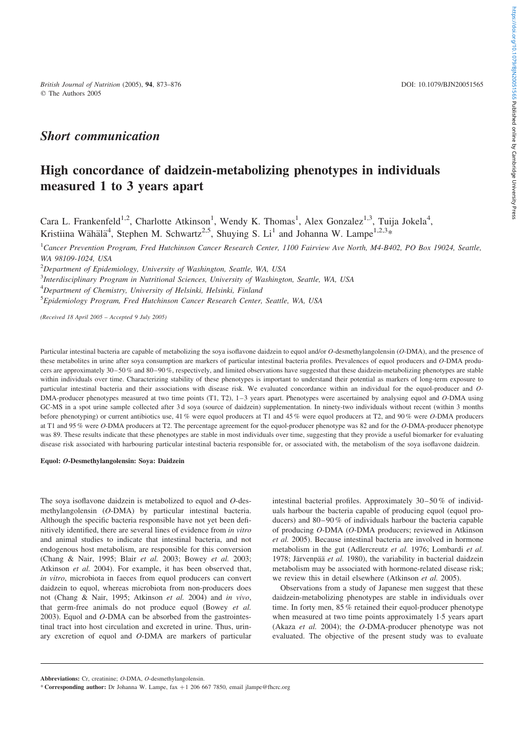*British Journal of Nutrition* (2005), **94**, 873–876
© The Authors 2005

DOI: 10.1079/BJN20051565

## *Short communication*

# High concordance of daidzein-metabolizing phenotypes in individuals measured 1 to 3 years apart

Cara L. Frankenfeld[1,2], Charlotte Atkinson[1], Wendy K. Thomas[1], Alex Gonzalez[1,3], Tuija Jokela[4], Kristiina Wähälä[4], Stephen M. Schwartz[2,5], Shuying S. Li[1] and Johanna W. Lampe[1,2,3]*

[1]*Cancer Prevention Program, Fred Hutchinson Cancer Research Center, 1100 Fairview Ave North, M4-B402, PO Box 19024, Seattle, WA 98109-1024, USA*

[2]*Department of Epidemiology, University of Washington, Seattle, WA, USA*

[3]*Interdisciplinary Program in Nutritional Sciences, University of Washington, Seattle, WA, USA*

[4]*Department of Chemistry, University of Helsinki, Helsinki, Finland*

[5]*Epidemiology Program, Fred Hutchinson Cancer Research Center, Seattle, WA, USA*

*(Received 18 April 2005 – Accepted 9 July 2005)*

Particular intestinal bacteria are capable of metabolizing the soya isoflavone daidzein to equol and/or *O*-desmethylangolensin (*O*-DMA), and the presence of these metabolites in urine after soya consumption are markers of particular intestinal bacteria profiles. Prevalences of equol producers and *O*-DMA producers are approximately 30–50 % and 80–90 %, respectively, and limited observations have suggested that these daidzein-metabolizing phenotypes are stable within individuals over time. Characterizing stability of these phenotypes is important to understand their potential as markers of long-term exposure to particular intestinal bacteria and their associations with disease risk. We evaluated concordance within an individual for the equol-producer and *O*-DMA-producer phenotypes measured at two time points (T1, T2), 1–3 years apart. Phenotypes were ascertained by analysing equol and *O*-DMA using GC-MS in a spot urine sample collected after 3 d soya (source of daidzein) supplementation. In ninety-two individuals without recent (within 3 months before phenotyping) or current antibiotics use, 41 % were equol producers at T1 and 45 % were equol producers at T2, and 90 % were *O*-DMA producers at T1 and 95 % were *O*-DMA producers at T2. The percentage agreement for the equol-producer phenotype was 82 and for the *O*-DMA-producer phenotype was 89. These results indicate that these phenotypes are stable in most individuals over time, suggesting that they provide a useful biomarker for evaluating disease risk associated with harbouring particular intestinal bacteria responsible for, or associated with, the metabolism of the soya isoflavone daidzein.

**Equol: *O*-Desmethylangolensin: Soya: Daidzein**

The soya isoflavone daidzein is metabolized to equol and *O*-desmethylangolensin (*O*-DMA) by particular intestinal bacteria. Although the specific bacteria responsible have not yet been definitively identified, there are several lines of evidence from *in vitro* and animal studies to indicate that intestinal bacteria, and not endogenous host metabolism, are responsible for this conversion (Chang & Nair, 1995; Blair *et al.* 2003; Bowey *et al.* 2003; Atkinson *et al.* 2004). For example, it has been observed that, *in vitro*, microbiota in faeces from equol producers can convert daidzein to equol, whereas microbiota from non-producers does not (Chang & Nair, 1995; Atkinson *et al.* 2004) and *in vivo*, that germ-free animals do not produce equol (Bowey *et al.* 2003). Equol and *O*-DMA can be absorbed from the gastrointestinal tract into host circulation and excreted in urine. Thus, urinary excretion of equol and *O*-DMA are markers of particular intestinal bacterial profiles. Approximately 30–50 % of individuals harbour the bacteria capable of producing equol (equol producers) and 80–90 % of individuals harbour the bacteria capable of producing *O*-DMA (*O*-DMA producers; reviewed in Atkinson *et al.* 2005). Because intestinal bacteria are involved in hormone metabolism in the gut (Adlercreutz *et al.* 1976; Lombardi *et al.* 1978; Järvenpää *et al.* 1980), the variability in bacterial daidzein metabolism may be associated with hormone-related disease risk; we review this in detail elsewhere (Atkinson *et al.* 2005).

Observations from a study of Japanese men suggest that these daidzein-metabolizing phenotypes are stable in individuals over time. In forty men, 85 % retained their equol-producer phenotype when measured at two time points approximately 1·5 years apart (Akaza *et al.* 2004); the *O*-DMA-producer phenotype was not evaluated. The objective of the present study was to evaluate

---

**Abbreviations:** Cr, creatinine; *O*-DMA, *O*-desmethylangolensin.

\* **Corresponding author:** Dr Johanna W. Lampe, fax +1 206 667 7850, email jlampe@fhcrc.org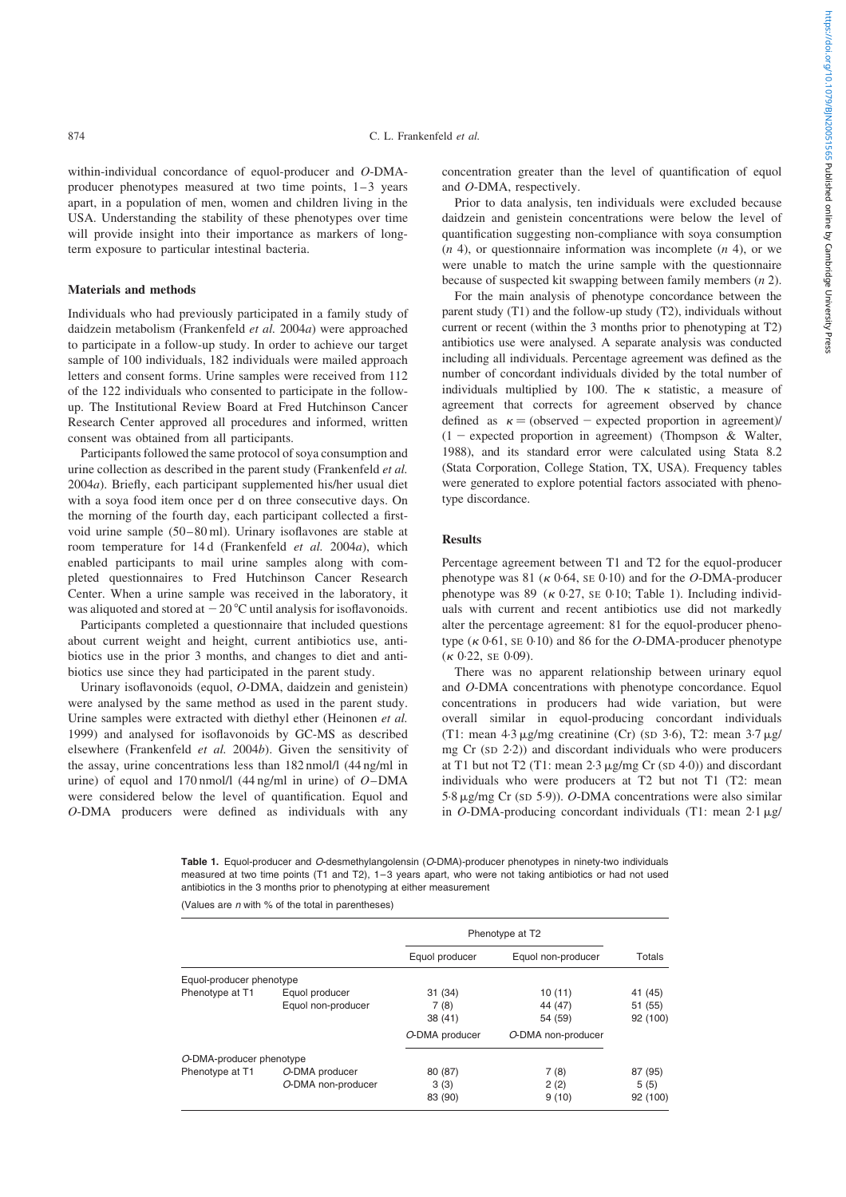within-individual concordance of equol-producer and *O*-DMA-producer phenotypes measured at two time points, 1–3 years apart, in a population of men, women and children living in the USA. Understanding the stability of these phenotypes over time will provide insight into their importance as markers of long-term exposure to particular intestinal bacteria.

## Materials and methods

Individuals who had previously participated in a family study of daidzein metabolism (Frankenfeld *et al.* 2004*a*) were approached to participate in a follow-up study. In order to achieve our target sample of 100 individuals, 182 individuals were mailed approach letters and consent forms. Urine samples were received from 112 of the 122 individuals who consented to participate in the follow-up. The Institutional Review Board at Fred Hutchinson Cancer Research Center approved all procedures and informed, written consent was obtained from all participants.

Participants followed the same protocol of soya consumption and urine collection as described in the parent study (Frankenfeld *et al.* 2004*a*). Briefly, each participant supplemented his/her usual diet with a soya food item once per d on three consecutive days. On the morning of the fourth day, each participant collected a first-void urine sample (50–80 ml). Urinary isoflavones are stable at room temperature for 14 d (Frankenfeld *et al.* 2004*a*), which enabled participants to mail urine samples along with completed questionnaires to Fred Hutchinson Cancer Research Center. When a urine sample was received in the laboratory, it was aliquoted and stored at −20 °C until analysis for isoflavonoids.

Participants completed a questionnaire that included questions about current weight and height, current antibiotics use, antibiotics use in the prior 3 months, and changes to diet and antibiotics use since they had participated in the parent study.

Urinary isoflavonoids (equol, *O*-DMA, daidzein and genistein) were analysed by the same method as used in the parent study. Urine samples were extracted with diethyl ether (Heinonen *et al.* 1999) and analysed for isoflavonoids by GC-MS as described elsewhere (Frankenfeld *et al.* 2004*b*). Given the sensitivity of the assay, urine concentrations less than 182 nmol/l (44 ng/ml in urine) of equol and 170 nmol/l (44 ng/ml in urine) of *O*–DMA were considered below the level of quantification. Equol and *O*-DMA producers were defined as individuals with any concentration greater than the level of quantification of equol and *O*-DMA, respectively.

Prior to data analysis, ten individuals were excluded because daidzein and genistein concentrations were below the level of quantification suggesting non-compliance with soya consumption (*n* 4), or questionnaire information was incomplete (*n* 4), or we were unable to match the urine sample with the questionnaire because of suspected kit swapping between family members (*n* 2).

For the main analysis of phenotype concordance between the parent study (T1) and the follow-up study (T2), individuals without current or recent (within the 3 months prior to phenotyping at T2) antibiotics use were analysed. A separate analysis was conducted including all individuals. Percentage agreement was defined as the number of concordant individuals divided by the total number of individuals multiplied by 100. The κ statistic, a measure of agreement that corrects for agreement observed by chance defined as $\kappa = (\text{observed} - \text{expected proportion in agreement})/(1 - \text{expected proportion in agreement})$ (Thompson & Walter, 1988), and its standard error were calculated using Stata 8.2 (Stata Corporation, College Station, TX, USA). Frequency tables were generated to explore potential factors associated with phenotype discordance.

## Results

Percentage agreement between T1 and T2 for the equol-producer phenotype was 81 (κ 0·64, SE 0·10) and for the *O*-DMA-producer phenotype was 89 (κ 0·27, SE 0·10; Table 1). Including individuals with current and recent antibiotics use did not markedly alter the percentage agreement: 81 for the equol-producer phenotype (κ 0·61, SE 0·10) and 86 for the *O*-DMA-producer phenotype (κ 0·22, SE 0·09).

There was no apparent relationship between urinary equol and *O*-DMA concentrations with phenotype concordance. Equol concentrations in producers had wide variation, but were overall similar in equol-producing concordant individuals (T1: mean 4·3 μg/mg creatinine (Cr) (SD 3·6), T2: mean 3·7 μg/mg Cr (SD 2·2)) and discordant individuals who were producers at T1 but not T2 (T1: mean 2·3 μg/mg Cr (SD 4·0)) and discordant individuals who were producers at T2 but not T1 (T2: mean 5·8 μg/mg Cr (SD 5·9)). *O*-DMA concentrations were also similar in *O*-DMA-producing concordant individuals (T1: mean 2·1 μg/

**Table 1.** Equol-producer and *O*-desmethylangolensin (*O*-DMA)-producer phenotypes in ninety-two individuals measured at two time points (T1 and T2), 1–3 years apart, who were not taking antibiotics or had not used antibiotics in the 3 months prior to phenotyping at either measurement

(Values are *n* with % of the total in parentheses)

| | | Phenotype at T2 | | |
|---|---|---|---|---|
| | | Equol producer | Equol non-producer | Totals |
| Equol-producer phenotype | | | | |
| Phenotype at T1 | Equol producer | 31 (34) | 10 (11) | 41 (45) |
| | Equol non-producer | 7 (8) | 44 (47) | 51 (55) |
| | | 38 (41) | 54 (59) | 92 (100) |
| | | *O*-DMA producer | *O*-DMA non-producer | |
| *O*-DMA-producer phenotype | | | | |
| Phenotype at T1 | *O*-DMA producer | 80 (87) | 7 (8) | 87 (95) |
| | *O*-DMA non-producer | 3 (3) | 2 (2) | 5 (5) |
| | | 83 (90) | 9 (10) | 92 (100) |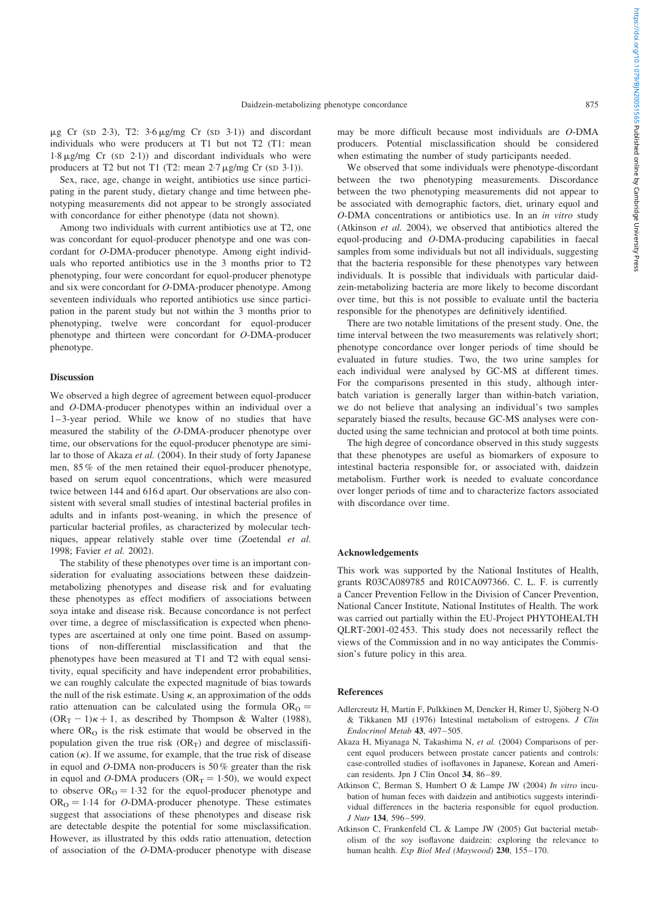μg Cr (SD 2·3), T2: 3·6 μg/mg Cr (SD 3·1)) and discordant individuals who were producers at T1 but not T2 (T1: mean 1·8 μg/mg Cr (SD 2·1)) and discordant individuals who were producers at T2 but not T1 (T2: mean 2·7 μg/mg Cr (SD 3·1)).

Sex, race, age, change in weight, antibiotics use since participating in the parent study, dietary change and time between phenotyping measurements did not appear to be strongly associated with concordance for either phenotype (data not shown).

Among two individuals with current antibiotics use at T2, one was concordant for equol-producer phenotype and one was concordant for *O*-DMA-producer phenotype. Among eight individuals who reported antibiotics use in the 3 months prior to T2 phenotyping, four were concordant for equol-producer phenotype and six were concordant for *O*-DMA-producer phenotype. Among seventeen individuals who reported antibiotics use since participation in the parent study but not within the 3 months prior to phenotyping, twelve were concordant for equol-producer phenotype and thirteen were concordant for *O*-DMA-producer phenotype.

## Discussion

We observed a high degree of agreement between equol-producer and *O*-DMA-producer phenotypes within an individual over a 1–3-year period. While we know of no studies that have measured the stability of the *O*-DMA-producer phenotype over time, our observations for the equol-producer phenotype are similar to those of Akaza *et al.* (2004). In their study of forty Japanese men, 85 % of the men retained their equol-producer phenotype, based on serum equol concentrations, which were measured twice between 144 and 616 d apart. Our observations are also consistent with several small studies of intestinal bacterial profiles in adults and in infants post-weaning, in which the presence of particular bacterial profiles, as characterized by molecular techniques, appear relatively stable over time (Zoetendal *et al.* 1998; Favier *et al.* 2002).

The stability of these phenotypes over time is an important consideration for evaluating associations between these daidzein-metabolizing phenotypes and disease risk and for evaluating these phenotypes as effect modifiers of associations between soya intake and disease risk. Because concordance is not perfect over time, a degree of misclassification is expected when phenotypes are ascertained at only one time point. Based on assumptions of non-differential misclassification and that the phenotypes have been measured at T1 and T2 with equal sensitivity, equal specificity and have independent error probabilities, we can roughly calculate the expected magnitude of bias towards the null of the risk estimate. Using $\kappa$, an approximation of the odds ratio attenuation can be calculated using the formula $OR_O = (OR_T - 1)\kappa + 1$, as described by Thompson & Walter (1988), where $OR_O$ is the risk estimate that would be observed in the population given the true risk ($OR_T$) and degree of misclassification ($\kappa$). If we assume, for example, that the true risk of disease in equol and *O*-DMA non-producers is 50 % greater than the risk in equol and *O*-DMA producers ($OR_T = 1{\cdot}50$), we would expect to observe $OR_O = 1{\cdot}32$ for the equol-producer phenotype and $OR_O = 1{\cdot}14$ for *O*-DMA-producer phenotype. These estimates suggest that associations of these phenotypes and disease risk are detectable despite the potential for some misclassification. However, as illustrated by this odds ratio attenuation, detection of association of the *O*-DMA-producer phenotype with disease may be more difficult because most individuals are *O*-DMA producers. Potential misclassification should be considered when estimating the number of study participants needed.

We observed that some individuals were phenotype-discordant between the two phenotyping measurements. Discordance between the two phenotyping measurements did not appear to be associated with demographic factors, diet, urinary equol and *O*-DMA concentrations or antibiotics use. In an *in vitro* study (Atkinson *et al.* 2004), we observed that antibiotics altered the equol-producing and *O*-DMA-producing capabilities in faecal samples from some individuals but not all individuals, suggesting that the bacteria responsible for these phenotypes vary between individuals. It is possible that individuals with particular daidzein-metabolizing bacteria are more likely to become discordant over time, but this is not possible to evaluate until the bacteria responsible for the phenotypes are definitively identified.

There are two notable limitations of the present study. One, the time interval between the two measurements was relatively short; phenotype concordance over longer periods of time should be evaluated in future studies. Two, the two urine samples for each individual were analysed by GC-MS at different times. For the comparisons presented in this study, although inter-batch variation is generally larger than within-batch variation, we do not believe that analysing an individual's two samples separately biased the results, because GC-MS analyses were conducted using the same technician and protocol at both time points.

The high degree of concordance observed in this study suggests that these phenotypes are useful as biomarkers of exposure to intestinal bacteria responsible for, or associated with, daidzein metabolism. Further work is needed to evaluate concordance over longer periods of time and to characterize factors associated with discordance over time.

## Acknowledgements

This work was supported by the National Institutes of Health, grants R03CA089785 and R01CA097366. C. L. F. is currently a Cancer Prevention Fellow in the Division of Cancer Prevention, National Cancer Institute, National Institutes of Health. The work was carried out partially within the EU-Project PHYTOHEALTH QLRT-2001-02 453. This study does not necessarily reflect the views of the Commission and in no way anticipates the Commission's future policy in this area.

## References

Adlercreutz H, Martin F, Pulkkinen M, Dencker H, Rimer U, Sjöberg N-O & Tikkanen MJ (1976) Intestinal metabolism of estrogens. *J Clin Endocrinol Metab* **43**, 497–505.

Akaza H, Miyanaga N, Takashima N, *et al.* (2004) Comparisons of percent equol producers between prostate cancer patients and controls: case-controlled studies of isoflavones in Japanese, Korean and American residents. Jpn J Clin Oncol **34**, 86–89.

Atkinson C, Berman S, Humbert O & Lampe JW (2004) *In vitro* incubation of human feces with daidzein and antibiotics suggests interindividual differences in the bacteria responsible for equol production. *J Nutr* **134**, 596–599.

Atkinson C, Frankenfeld CL & Lampe JW (2005) Gut bacterial metabolism of the soy isoflavone daidzein: exploring the relevance to human health. *Exp Biol Med (Maywood)* **230**, 155–170.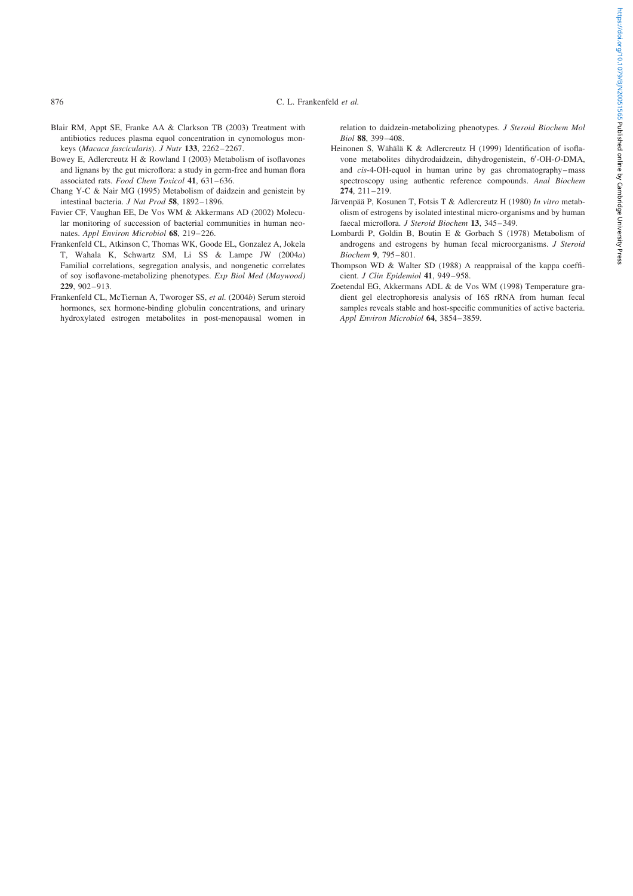Blair RM, Appt SE, Franke AA & Clarkson TB (2003) Treatment with antibiotics reduces plasma equol concentration in cynomologus monkeys (*Macaca fascicularis*). *J Nutr* **133**, 2262–2267.

Bowey E, Adlercreutz H & Rowland I (2003) Metabolism of isoflavones and lignans by the gut microflora: a study in germ-free and human flora associated rats. *Food Chem Toxicol* **41**, 631–636.

Chang Y-C & Nair MG (1995) Metabolism of daidzein and genistein by intestinal bacteria. *J Nat Prod* **58**, 1892–1896.

Favier CF, Vaughan EE, De Vos WM & Akkermans AD (2002) Molecular monitoring of succession of bacterial communities in human neonates. *Appl Environ Microbiol* **68**, 219–226.

Frankenfeld CL, Atkinson C, Thomas WK, Goode EL, Gonzalez A, Jokela T, Wahala K, Schwartz SM, Li SS & Lampe JW (2004*a*) Familial correlations, segregation analysis, and nongenetic correlates of soy isoflavone-metabolizing phenotypes. *Exp Biol Med (Maywood)* **229**, 902–913.

Frankenfeld CL, McTiernan A, Tworoger SS, *et al.* (2004*b*) Serum steroid hormones, sex hormone-binding globulin concentrations, and urinary hydroxylated estrogen metabolites in post-menopausal women in relation to daidzein-metabolizing phenotypes. *J Steroid Biochem Mol Biol* **88**, 399–408.

Heinonen S, Wähälä K & Adlercreutz H (1999) Identification of isoflavone metabolites dihydrodaidzein, dihydrogenistein, 6′-OH-*O*-DMA, and *cis*-4-OH-equol in human urine by gas chromatography–mass spectroscopy using authentic reference compounds. *Anal Biochem* **274**, 211–219.

Järvenpää P, Kosunen T, Fotsis T & Adlercreutz H (1980) *In vitro* metabolism of estrogens by isolated intestinal micro-organisms and by human faecal microflora. *J Steroid Biochem* **13**, 345–349.

Lombardi P, Goldin B, Boutin E & Gorbach S (1978) Metabolism of androgens and estrogens by human fecal microorganisms. *J Steroid Biochem* **9**, 795–801.

Thompson WD & Walter SD (1988) A reappraisal of the kappa coefficient. *J Clin Epidemiol* **41**, 949–958.

Zoetendal EG, Akkermans ADL & de Vos WM (1998) Temperature gradient gel electrophoresis analysis of 16S rRNA from human fecal samples reveals stable and host-specific communities of active bacteria. *Appl Environ Microbiol* **64**, 3854–3859.